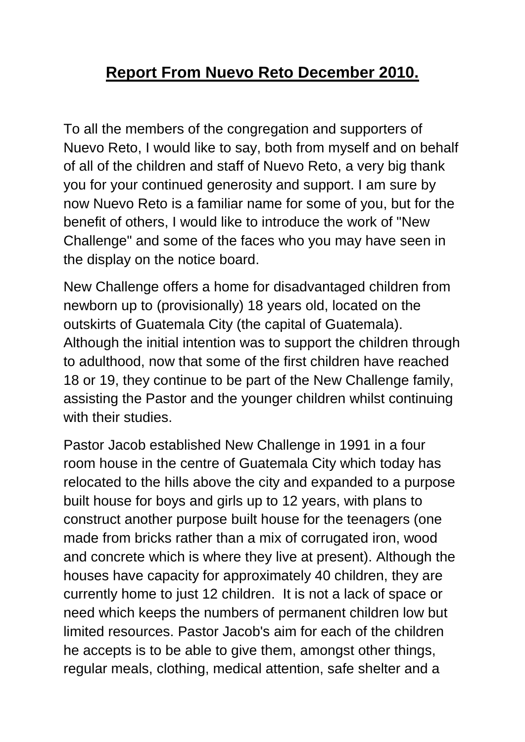# **Report From Nuevo Reto December 2010.**

To all the members of the congregation and supporters of Nuevo Reto, I would like to say, both from myself and on behalf of all of the children and staff of Nuevo Reto, a very big thank you for your continued generosity and support. I am sure by now Nuevo Reto is a familiar name for some of you, but for the benefit of others, I would like to introduce the work of "New Challenge" and some of the faces who you may have seen in the display on the notice board.

New Challenge offers a home for disadvantaged children from newborn up to (provisionally) 18 years old, located on the outskirts of Guatemala City (the capital of Guatemala). Although the initial intention was to support the children through to adulthood, now that some of the first children have reached 18 or 19, they continue to be part of the New Challenge family, assisting the Pastor and the younger children whilst continuing with their studies.

Pastor Jacob established New Challenge in 1991 in a four room house in the centre of Guatemala City which today has relocated to the hills above the city and expanded to a purpose built house for boys and girls up to 12 years, with plans to construct another purpose built house for the teenagers (one made from bricks rather than a mix of corrugated iron, wood and concrete which is where they live at present). Although the houses have capacity for approximately 40 children, they are currently home to just 12 children. It is not a lack of space or need which keeps the numbers of permanent children low but limited resources. Pastor Jacob's aim for each of the children he accepts is to be able to give them, amongst other things, regular meals, clothing, medical attention, safe shelter and a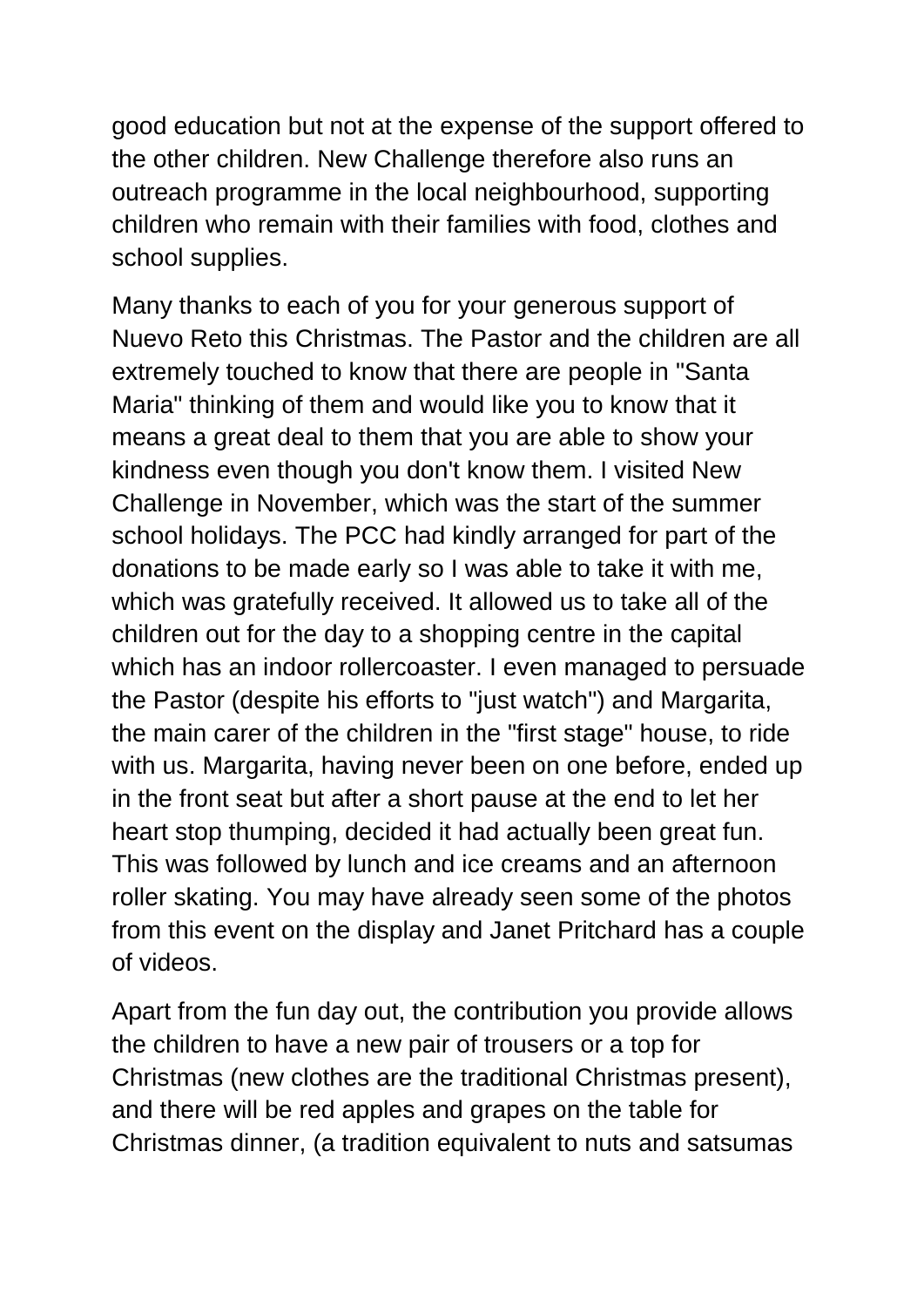good education but not at the expense of the support offered to the other children. New Challenge therefore also runs an outreach programme in the local neighbourhood, supporting children who remain with their families with food, clothes and school supplies.

Many thanks to each of you for your generous support of Nuevo Reto this Christmas. The Pastor and the children are all extremely touched to know that there are people in "Santa Maria" thinking of them and would like you to know that it means a great deal to them that you are able to show your kindness even though you don't know them. I visited New Challenge in November, which was the start of the summer school holidays. The PCC had kindly arranged for part of the donations to be made early so I was able to take it with me, which was gratefully received. It allowed us to take all of the children out for the day to a shopping centre in the capital which has an indoor rollercoaster. I even managed to persuade the Pastor (despite his efforts to "just watch") and Margarita, the main carer of the children in the "first stage" house, to ride with us. Margarita, having never been on one before, ended up in the front seat but after a short pause at the end to let her heart stop thumping, decided it had actually been great fun. This was followed by lunch and ice creams and an afternoon roller skating. You may have already seen some of the photos from this event on the display and Janet Pritchard has a couple of videos.

Apart from the fun day out, the contribution you provide allows the children to have a new pair of trousers or a top for Christmas (new clothes are the traditional Christmas present), and there will be red apples and grapes on the table for Christmas dinner, (a tradition equivalent to nuts and satsumas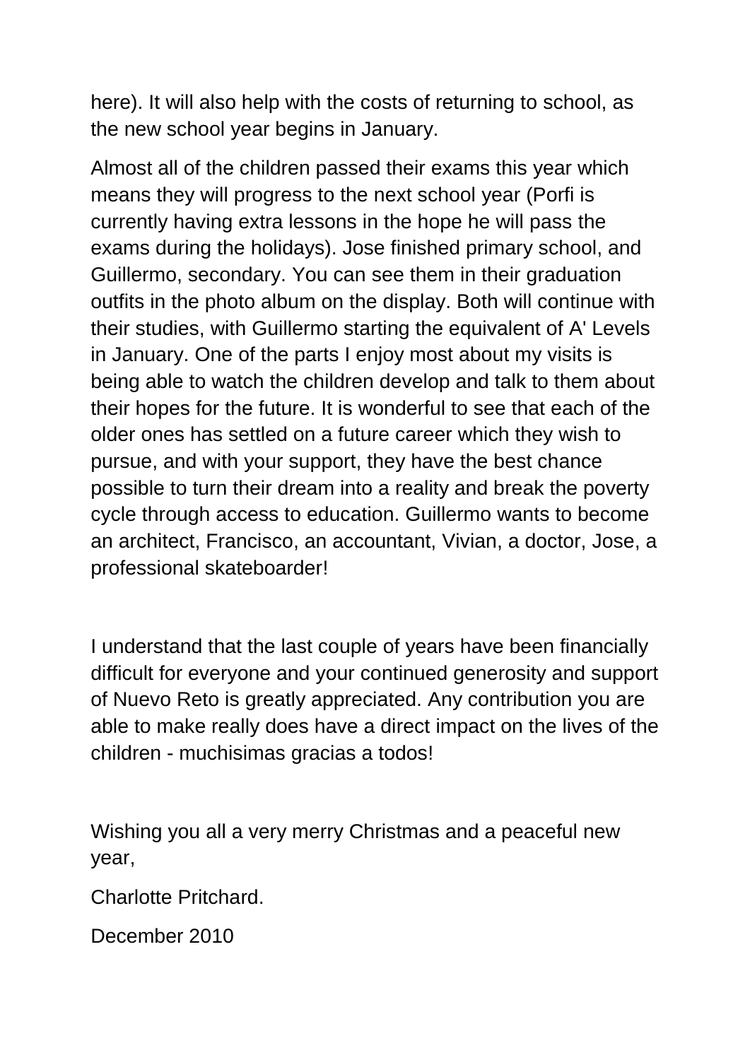here). It will also help with the costs of returning to school, as the new school year begins in January.

Almost all of the children passed their exams this year which means they will progress to the next school year (Porfi is currently having extra lessons in the hope he will pass the exams during the holidays). Jose finished primary school, and Guillermo, secondary. You can see them in their graduation outfits in the photo album on the display. Both will continue with their studies, with Guillermo starting the equivalent of A' Levels in January. One of the parts I enjoy most about my visits is being able to watch the children develop and talk to them about their hopes for the future. It is wonderful to see that each of the older ones has settled on a future career which they wish to pursue, and with your support, they have the best chance possible to turn their dream into a reality and break the poverty cycle through access to education. Guillermo wants to become an architect, Francisco, an accountant, Vivian, a doctor, Jose, a professional skateboarder!

I understand that the last couple of years have been financially difficult for everyone and your continued generosity and support of Nuevo Reto is greatly appreciated. Any contribution you are able to make really does have a direct impact on the lives of the children - muchisimas gracias a todos!

Wishing you all a very merry Christmas and a peaceful new year,

Charlotte Pritchard.

December 2010